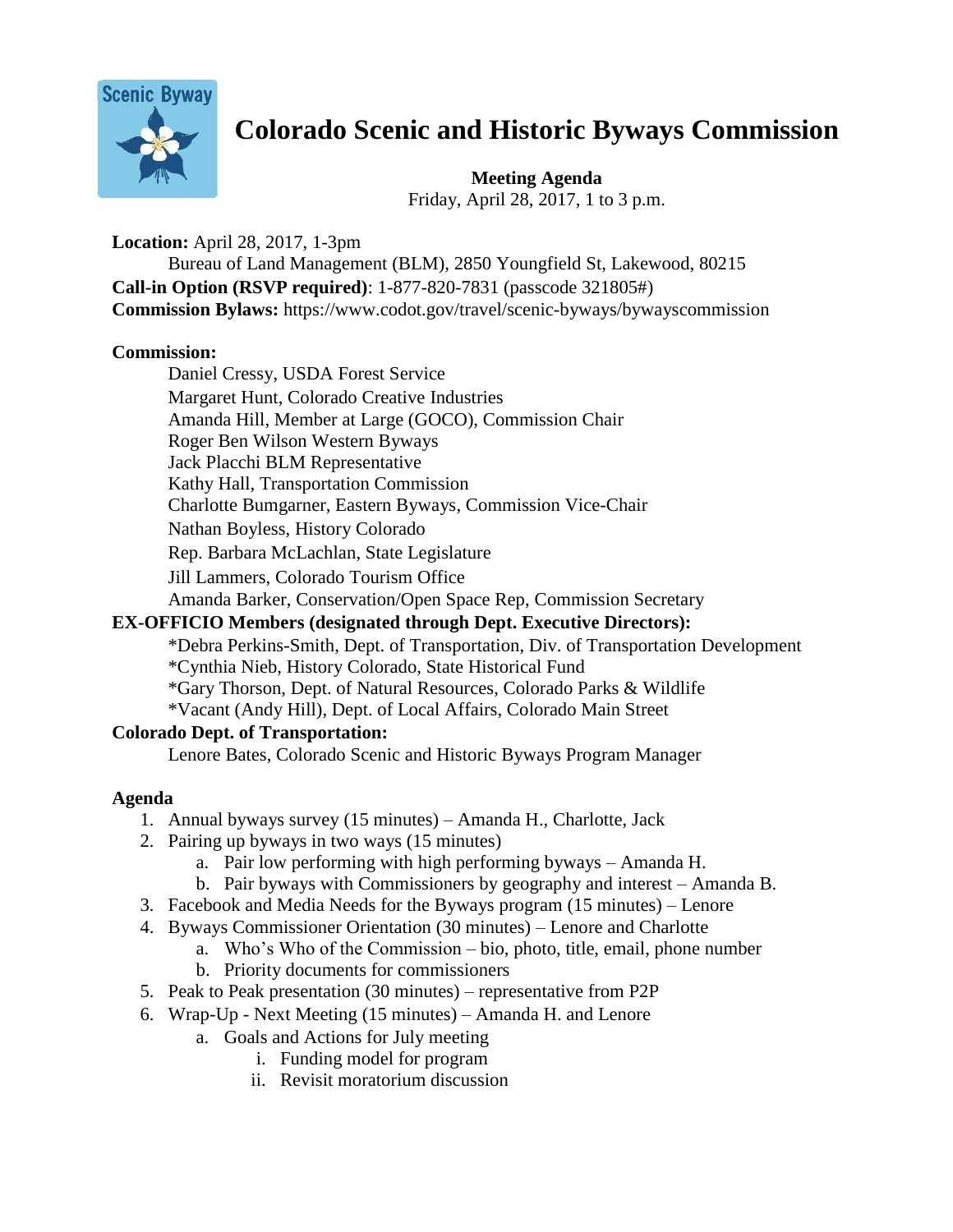# Colorado Scenic and Historic Byways Commission

**Meeting Agenda**
Friday, April 28, 2017, 1 to 3 p.m.

**Location:** April 28, 2017, 1-3pm
Bureau of Land Management (BLM), 2850 Youngfield St, Lakewood, 80215
**Call-in Option (RSVP required)**: 1-877-820-7831 (passcode 321805#)
**Commission Bylaws:** https://www.codot.gov/travel/scenic-byways/bywayscommission

**Commission:**

Daniel Cressy, USDA Forest Service
Margaret Hunt, Colorado Creative Industries
Amanda Hill, Member at Large (GOCO), Commission Chair
Roger Ben Wilson Western Byways
Jack Placchi BLM Representative
Kathy Hall, Transportation Commission
Charlotte Bumgarner, Eastern Byways, Commission Vice-Chair
Nathan Boyless, History Colorado
Rep. Barbara McLachlan, State Legislature
Jill Lammers, Colorado Tourism Office
Amanda Barker, Conservation/Open Space Rep, Commission Secretary

**EX-OFFICIO Members (designated through Dept. Executive Directors):**

*Debra Perkins-Smith, Dept. of Transportation, Div. of Transportation Development
*Cynthia Nieb, History Colorado, State Historical Fund
*Gary Thorson, Dept. of Natural Resources, Colorado Parks & Wildlife
*Vacant (Andy Hill), Dept. of Local Affairs, Colorado Main Street

**Colorado Dept. of Transportation:**

Lenore Bates, Colorado Scenic and Historic Byways Program Manager

**Agenda**

1. Annual byways survey (15 minutes) – Amanda H., Charlotte, Jack
2. Pairing up byways in two ways (15 minutes)
   a. Pair low performing with high performing byways – Amanda H.
   b. Pair byways with Commissioners by geography and interest – Amanda B.
3. Facebook and Media Needs for the Byways program (15 minutes) – Lenore
4. Byways Commissioner Orientation (30 minutes) – Lenore and Charlotte
   a. Who's Who of the Commission – bio, photo, title, email, phone number
   b. Priority documents for commissioners
5. Peak to Peak presentation (30 minutes) – representative from P2P
6. Wrap-Up - Next Meeting (15 minutes) – Amanda H. and Lenore
   a. Goals and Actions for July meeting
      i. Funding model for program
      ii. Revisit moratorium discussion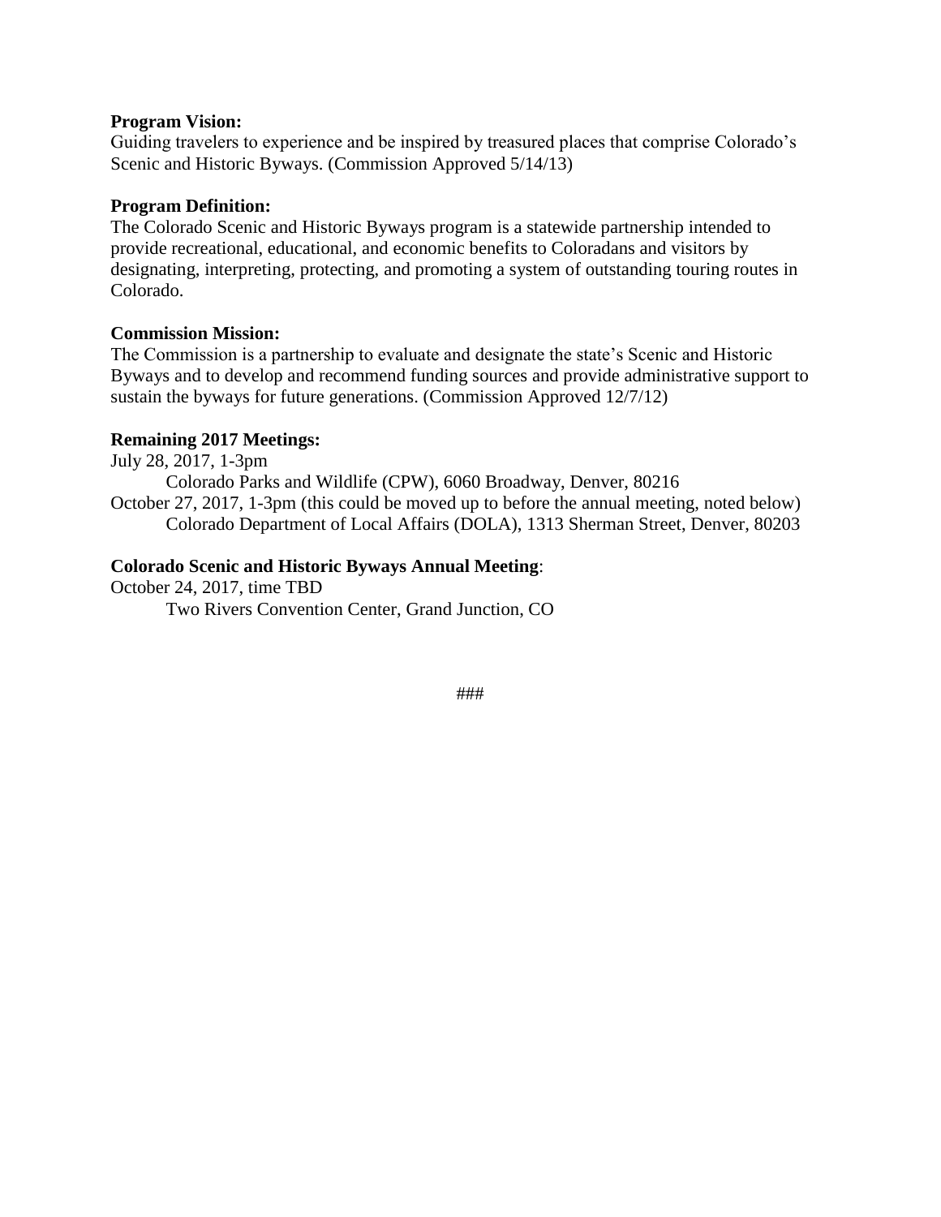**Program Vision:**
Guiding travelers to experience and be inspired by treasured places that comprise Colorado's Scenic and Historic Byways. (Commission Approved 5/14/13)

**Program Definition:**
The Colorado Scenic and Historic Byways program is a statewide partnership intended to provide recreational, educational, and economic benefits to Coloradans and visitors by designating, interpreting, protecting, and promoting a system of outstanding touring routes in Colorado.

**Commission Mission:**
The Commission is a partnership to evaluate and designate the state's Scenic and Historic Byways and to develop and recommend funding sources and provide administrative support to sustain the byways for future generations. (Commission Approved 12/7/12)

**Remaining 2017 Meetings:**

July 28, 2017, 1-3pm
    Colorado Parks and Wildlife (CPW), 6060 Broadway, Denver, 80216

October 27, 2017, 1-3pm (this could be moved up to before the annual meeting, noted below)
    Colorado Department of Local Affairs (DOLA), 1313 Sherman Street, Denver, 80203

**Colorado Scenic and Historic Byways Annual Meeting**:

October 24, 2017, time TBD
    Two Rivers Convention Center, Grand Junction, CO

###